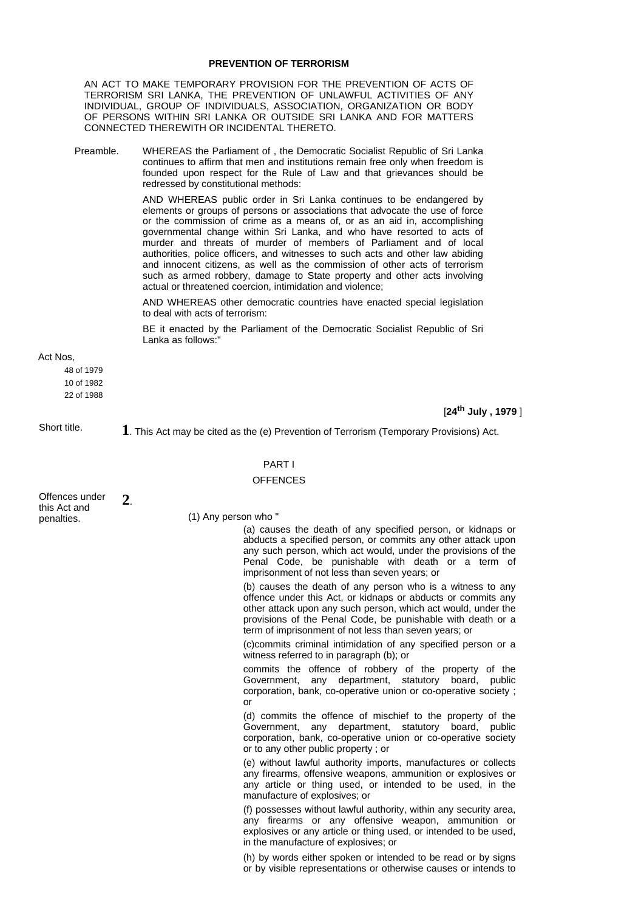# PREVENTION OF TERRORISM

AN ACT TO MAKE TEMPORARY PROVISION FOR THE PREVENTION OF ACTS OF TERRORISM SRI LANKA, THE PREVENTION OF UNLAWFUL ACTIVITIES OF ANY INDIVIDUAL, GROUP OF INDIVIDUALS, ASSOCIATION, ORGANIZATION OR BODY OF PERSONS WITHIN SRI LANKA OR OUTSIDE SRI LANKA AND FOR MATTERS CONNECTED THEREWITH OR INCIDENTAL THERETO.

Preamble.

WHEREAS the Parliament of , the Democratic Socialist Republic of Sri Lanka continues to affirm that men and institutions remain free only when freedom is founded upon respect for the Rule of Law and that grievances should be redressed by constitutional methods:

AND WHEREAS public order in Sri Lanka continues to be endangered by elements or groups of persons or associations that advocate the use of force or the commission of crime as a means of, or as an aid in, accomplishing governmental change within Sri Lanka, and who have resorted to acts of murder and threats of murder of members of Parliament and of local authorities, police officers, and witnesses to such acts and other law abiding and innocent citizens, as well as the commission of other acts of terrorism such as armed robbery, damage to State property and other acts involving actual or threatened coercion, intimidation and violence;

AND WHEREAS other democratic countries have enacted special legislation to deal with acts of terrorism:

BE it enacted by the Parliament of the Democratic Socialist Republic of Sri Lanka as follows:"

Act Nos,
48 of 1979
10 of 1982
22 of 1988

[24th July , 1979 ]

Short title.

**1**. This Act may be cited as the (e) Prevention of Terrorism (Temporary Provisions) Act.

## PART I

## OFFENCES

Offences under this Act and penalties.

**2**.

(1) Any person who "

(a) causes the death of any specified person, or kidnaps or abducts a specified person, or commits any other attack upon any such person, which act would, under the provisions of the Penal Code, be punishable with death or a term of imprisonment of not less than seven years; or

(b) causes the death of any person who is a witness to any offence under this Act, or kidnaps or abducts or commits any other attack upon any such person, which act would, under the provisions of the Penal Code, be punishable with death or a term of imprisonment of not less than seven years; or

(c)commits criminal intimidation of any specified person or a witness referred to in paragraph (b); or

commits the offence of robbery of the property of the Government, any department, statutory board, public corporation, bank, co-operative union or co-operative society ; or

(d) commits the offence of mischief to the property of the Government, any department, statutory board, public corporation, bank, co-operative union or co-operative society or to any other public property ; or

(e) without lawful authority imports, manufactures or collects any firearms, offensive weapons, ammunition or explosives or any article or thing used, or intended to be used, in the manufacture of explosives; or

(f) possesses without lawful authority, within any security area, any firearms or any offensive weapon, ammunition or explosives or any article or thing used, or intended to be used, in the manufacture of explosives; or

(h) by words either spoken or intended to be read or by signs or by visible representations or otherwise causes or intends to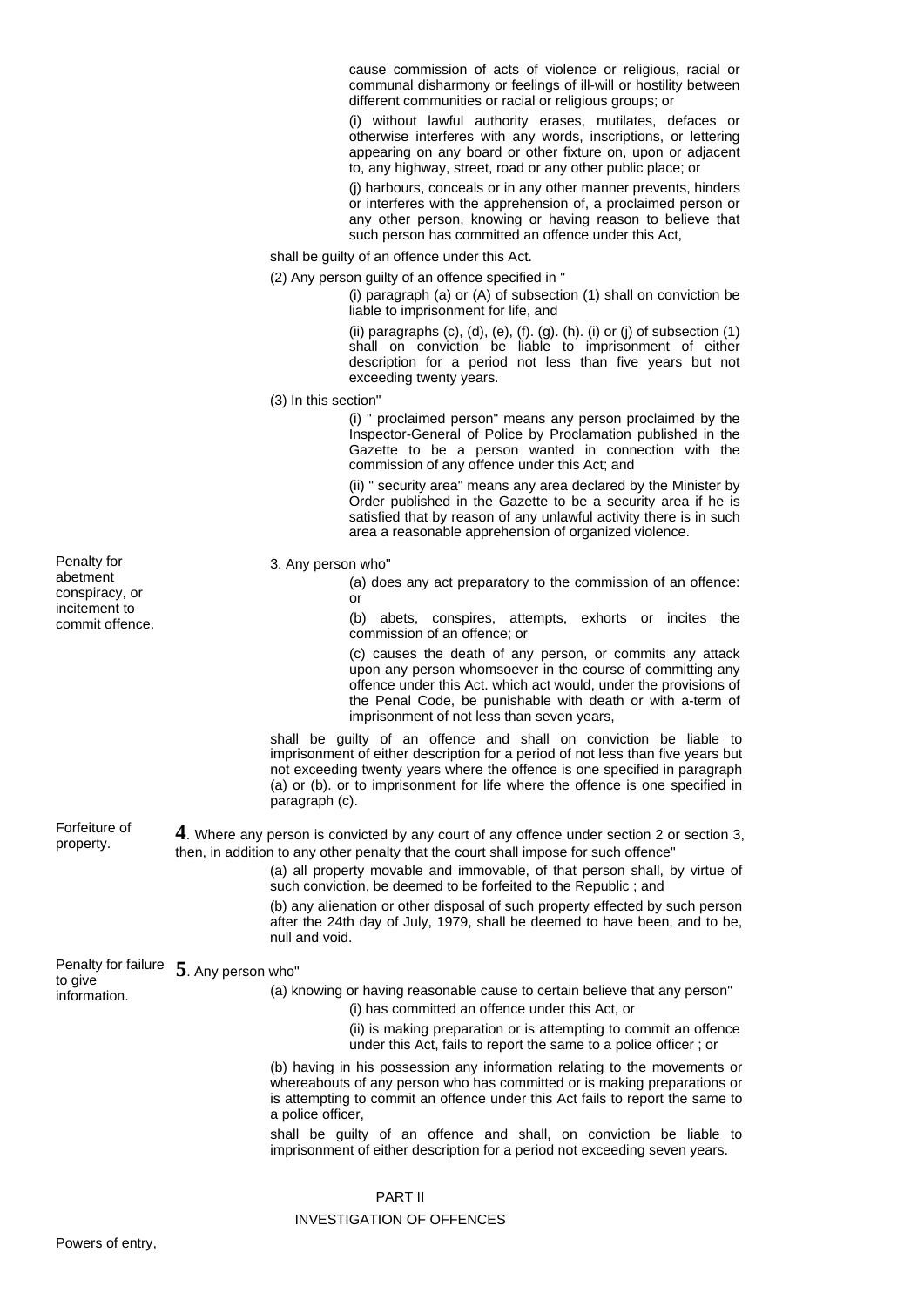cause commission of acts of violence or religious, racial or communal disharmony or feelings of ill-will or hostility between different communities or racial or religious groups; or

(i) without lawful authority erases, mutilates, defaces or otherwise interferes with any words, inscriptions, or lettering appearing on any board or other fixture on, upon or adjacent to, any highway, street, road or any other public place; or

(j) harbours, conceals or in any other manner prevents, hinders or interferes with the apprehension of, a proclaimed person or any other person, knowing or having reason to believe that such person has committed an offence under this Act,

shall be guilty of an offence under this Act.

(2) Any person guilty of an offence specified in "

(i) paragraph (a) or (A) of subsection (1) shall on conviction be liable to imprisonment for life, and

(ii) paragraphs (c), (d), (e), (f). (g). (h). (i) or (j) of subsection (1) shall on conviction be liable to imprisonment of either description for a period not less than five years but not exceeding twenty years.

(3) In this section"

(i) " proclaimed person" means any person proclaimed by the Inspector-General of Police by Proclamation published in the Gazette to be a person wanted in connection with the commission of any offence under this Act; and

(ii) " security area" means any area declared by the Minister by Order published in the Gazette to be a security area if he is satisfied that by reason of any unlawful activity there is in such area a reasonable apprehension of organized violence.

Penalty for abetment conspiracy, or incitement to commit offence.

3. Any person who"

(a) does any act preparatory to the commission of an offence: or

(b) abets, conspires, attempts, exhorts or incites the commission of an offence; or

(c) causes the death of any person, or commits any attack upon any person whomsoever in the course of committing any offence under this Act. which act would, under the provisions of the Penal Code, be punishable with death or with a-term of imprisonment of not less than seven years,

shall be guilty of an offence and shall on conviction be liable to imprisonment of either description for a period of not less than five years but not exceeding twenty years where the offence is one specified in paragraph (a) or (b). or to imprisonment for life where the offence is one specified in paragraph (c).

Forfeiture of property.

**4**. Where any person is convicted by any court of any offence under section 2 or section 3, then, in addition to any other penalty that the court shall impose for such offence"

(a) all property movable and immovable, of that person shall, by virtue of such conviction, be deemed to be forfeited to the Republic ; and

(b) any alienation or other disposal of such property effected by such person after the 24th day of July, 1979, shall be deemed to have been, and to be, null and void.

Penalty for failure to give information.

**5**. Any person who"

(a) knowing or having reasonable cause to certain believe that any person"

(i) has committed an offence under this Act, or

(ii) is making preparation or is attempting to commit an offence under this Act, fails to report the same to a police officer ; or

(b) having in his possession any information relating to the movements or whereabouts of any person who has committed or is making preparations or is attempting to commit an offence under this Act fails to report the same to a police officer,

shall be guilty of an offence and shall, on conviction be liable to imprisonment of either description for a period not exceeding seven years.

## PART II

## INVESTIGATION OF OFFENCES

Powers of entry,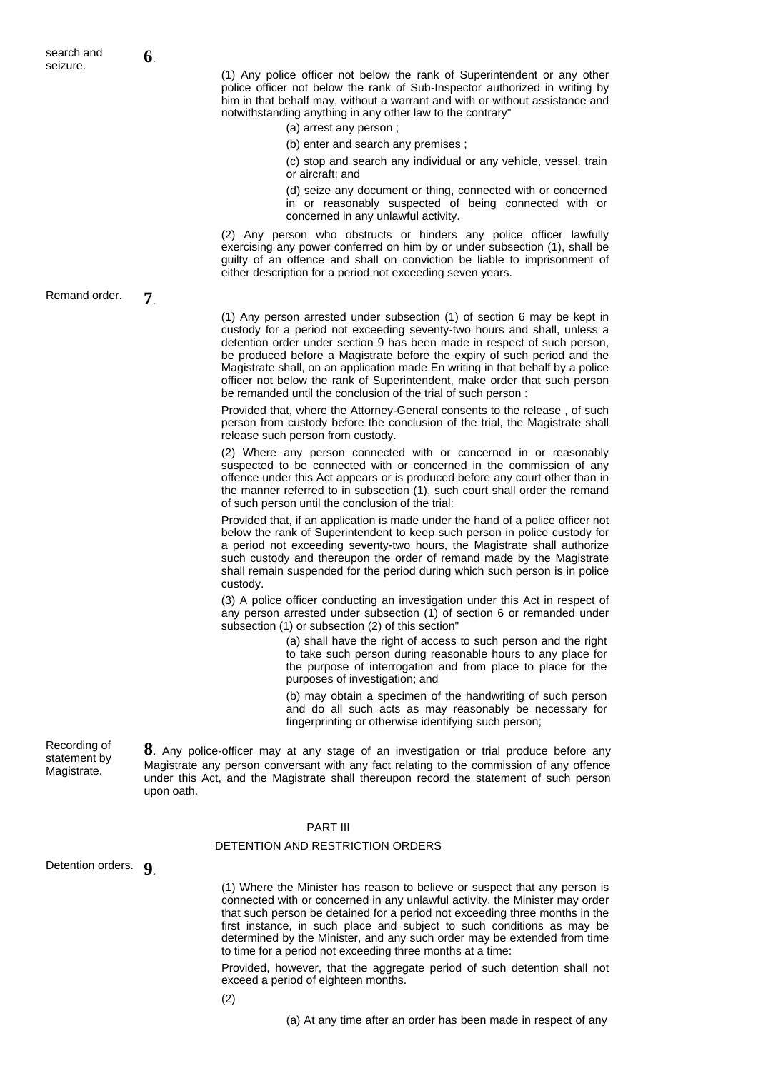search and seizure.

**6**.

(1) Any police officer not below the rank of Superintendent or any other police officer not below the rank of Sub-Inspector authorized in writing by him in that behalf may, without a warrant and with or without assistance and notwithstanding anything in any other law to the contrary"

(a) arrest any person ;

(b) enter and search any premises ;

(c) stop and search any individual or any vehicle, vessel, train or aircraft; and

(d) seize any document or thing, connected with or concerned in or reasonably suspected of being connected with or concerned in any unlawful activity.

(2) Any person who obstructs or hinders any police officer lawfully exercising any power conferred on him by or under subsection (1), shall be guilty of an offence and shall on conviction be liable to imprisonment of either description for a period not exceeding seven years.

Remand order.

**7**.

(1) Any person arrested under subsection (1) of section 6 may be kept in custody for a period not exceeding seventy-two hours and shall, unless a detention order under section 9 has been made in respect of such person, be produced before a Magistrate before the expiry of such period and the Magistrate shall, on an application made En writing in that behalf by a police officer not below the rank of Superintendent, make order that such person be remanded until the conclusion of the trial of such person :

Provided that, where the Attorney-General consents to the release , of such person from custody before the conclusion of the trial, the Magistrate shall release such person from custody.

(2) Where any person connected with or concerned in or reasonably suspected to be connected with or concerned in the commission of any offence under this Act appears or is produced before any court other than in the manner referred to in subsection (1), such court shall order the remand of such person until the conclusion of the trial:

Provided that, if an application is made under the hand of a police officer not below the rank of Superintendent to keep such person in police custody for a period not exceeding seventy-two hours, the Magistrate shall authorize such custody and thereupon the order of remand made by the Magistrate shall remain suspended for the period during which such person is in police custody.

(3) A police officer conducting an investigation under this Act in respect of any person arrested under subsection (1) of section 6 or remanded under subsection (1) or subsection (2) of this section"

(a) shall have the right of access to such person and the right to take such person during reasonable hours to any place for the purpose of interrogation and from place to place for the purposes of investigation; and

(b) may obtain a specimen of the handwriting of such person and do all such acts as may reasonably be necessary for fingerprinting or otherwise identifying such person;

Recording of statement by Magistrate.

**8**. Any police-officer may at any stage of an investigation or trial produce before any Magistrate any person conversant with any fact relating to the commission of any offence under this Act, and the Magistrate shall thereupon record the statement of such person upon oath.

## PART III

## DETENTION AND RESTRICTION ORDERS

Detention orders.

**9**.

(1) Where the Minister has reason to believe or suspect that any person is connected with or concerned in any unlawful activity, the Minister may order that such person be detained for a period not exceeding three months in the first instance, in such place and subject to such conditions as may be determined by the Minister, and any such order may be extended from time to time for a period not exceeding three months at a time:

Provided, however, that the aggregate period of such detention shall not exceed a period of eighteen months.

(2)

(a) At any time after an order has been made in respect of any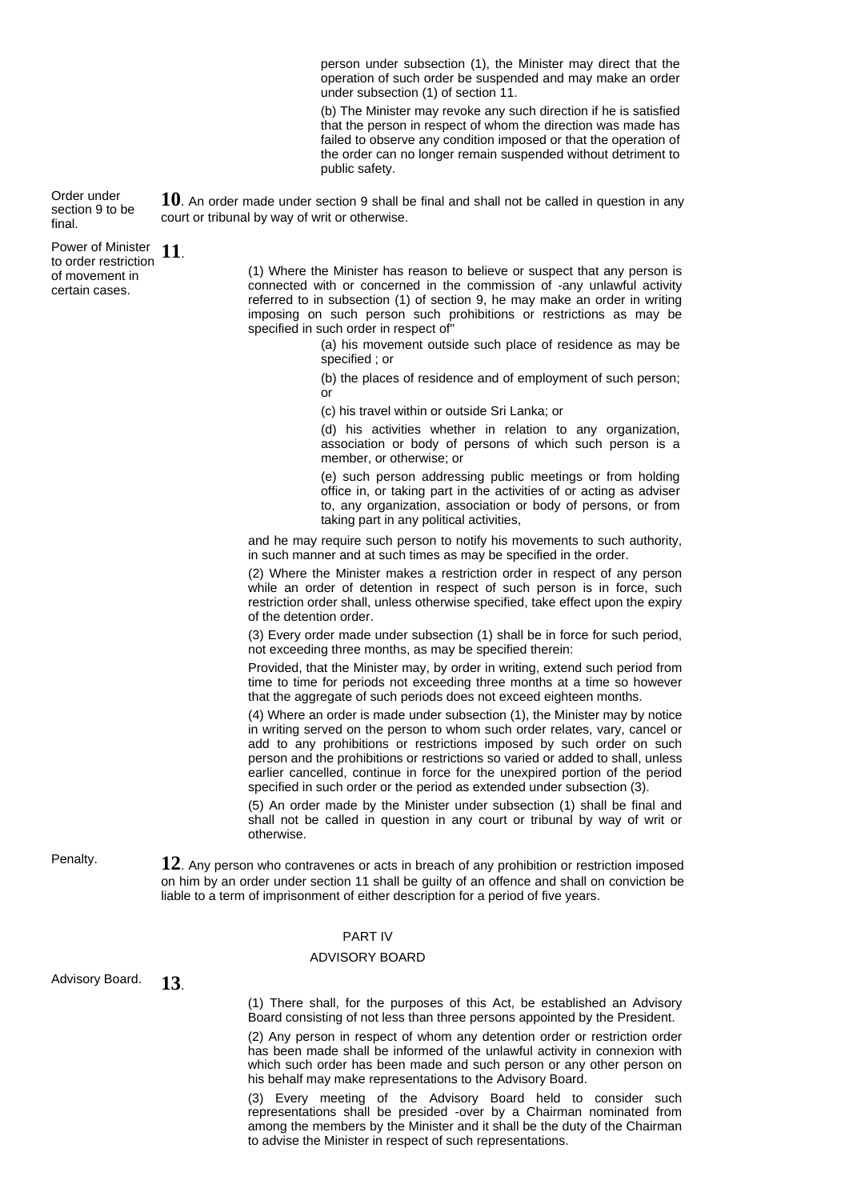person under subsection (1), the Minister may direct that the operation of such order be suspended and may make an order under subsection (1) of section 11.

(b) The Minister may revoke any such direction if he is satisfied that the person in respect of whom the direction was made has failed to observe any condition imposed or that the operation of the order can no longer remain suspended without detriment to public safety.

Order under section 9 to be final.

**10**. An order made under section 9 shall be final and shall not be called in question in any court or tribunal by way of writ or otherwise.

Power of Minister to order restriction of movement in certain cases.

**11**.

(1) Where the Minister has reason to believe or suspect that any person is connected with or concerned in the commission of -any unlawful activity referred to in subsection (1) of section 9, he may make an order in writing imposing on such person such prohibitions or restrictions as may be specified in such order in respect of"

(a) his movement outside such place of residence as may be specified ; or

(b) the places of residence and of employment of such person; or

(c) his travel within or outside Sri Lanka; or

(d) his activities whether in relation to any organization, association or body of persons of which such person is a member, or otherwise; or

(e) such person addressing public meetings or from holding office in, or taking part in the activities of or acting as adviser to, any organization, association or body of persons, or from taking part in any political activities,

and he may require such person to notify his movements to such authority, in such manner and at such times as may be specified in the order.

(2) Where the Minister makes a restriction order in respect of any person while an order of detention in respect of such person is in force, such restriction order shall, unless otherwise specified, take effect upon the expiry of the detention order.

(3) Every order made under subsection (1) shall be in force for such period, not exceeding three months, as may be specified therein:

Provided, that the Minister may, by order in writing, extend such period from time to time for periods not exceeding three months at a time so however that the aggregate of such periods does not exceed eighteen months.

(4) Where an order is made under subsection (1), the Minister may by notice in writing served on the person to whom such order relates, vary, cancel or add to any prohibitions or restrictions imposed by such order on such person and the prohibitions or restrictions so varied or added to shall, unless earlier cancelled, continue in force for the unexpired portion of the period specified in such order or the period as extended under subsection (3).

(5) An order made by the Minister under subsection (1) shall be final and shall not be called in question in any court or tribunal by way of writ or otherwise.

Penalty.

**12**. Any person who contravenes or acts in breach of any prohibition or restriction imposed on him by an order under section 11 shall be guilty of an offence and shall on conviction be liable to a term of imprisonment of either description for a period of five years.

## PART IV

## ADVISORY BOARD

Advisory Board.

**13**.

(1) There shall, for the purposes of this Act, be established an Advisory Board consisting of not less than three persons appointed by the President.

(2) Any person in respect of whom any detention order or restriction order has been made shall be informed of the unlawful activity in connexion with which such order has been made and such person or any other person on his behalf may make representations to the Advisory Board.

(3) Every meeting of the Advisory Board held to consider such representations shall be presided -over by a Chairman nominated from among the members by the Minister and it shall be the duty of the Chairman to advise the Minister in respect of such representations.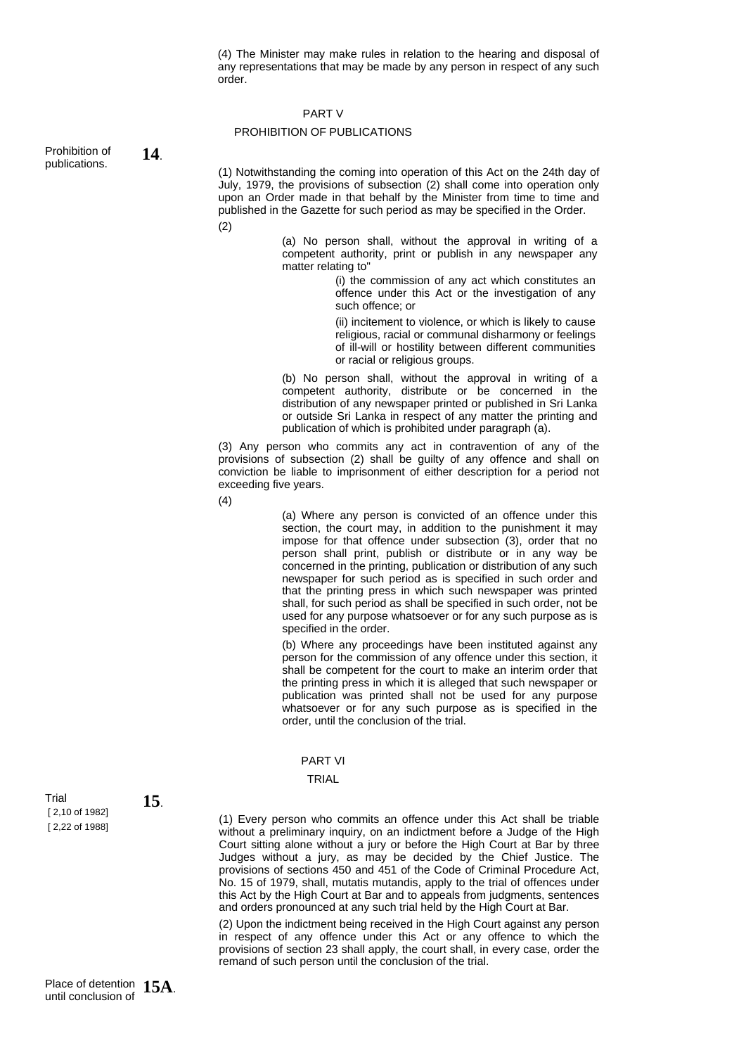(4) The Minister may make rules in relation to the hearing and disposal of any representations that may be made by any person in respect of any such order.

## PART V

## PROHIBITION OF PUBLICATIONS

Prohibition of publications.

**14**.

(1) Notwithstanding the coming into operation of this Act on the 24th day of July, 1979, the provisions of subsection (2) shall come into operation only upon an Order made in that behalf by the Minister from time to time and published in the Gazette for such period as may be specified in the Order.

(2)

(a) No person shall, without the approval in writing of a competent authority, print or publish in any newspaper any matter relating to"

(i) the commission of any act which constitutes an offence under this Act or the investigation of any such offence; or

(ii) incitement to violence, or which is likely to cause religious, racial or communal disharmony or feelings of ill-will or hostility between different communities or racial or religious groups.

(b) No person shall, without the approval in writing of a competent authority, distribute or be concerned in the distribution of any newspaper printed or published in Sri Lanka or outside Sri Lanka in respect of any matter the printing and publication of which is prohibited under paragraph (a).

(3) Any person who commits any act in contravention of any of the provisions of subsection (2) shall be guilty of any offence and shall on conviction be liable to imprisonment of either description for a period not exceeding five years.

(4)

(a) Where any person is convicted of an offence under this section, the court may, in addition to the punishment it may impose for that offence under subsection (3), order that no person shall print, publish or distribute or in any way be concerned in the printing, publication or distribution of any such newspaper for such period as is specified in such order and that the printing press in which such newspaper was printed shall, for such period as shall be specified in such order, not be used for any purpose whatsoever or for any such purpose as is specified in the order.

(b) Where any proceedings have been instituted against any person for the commission of any offence under this section, it shall be competent for the court to make an interim order that the printing press in which it is alleged that such newspaper or publication was printed shall not be used for any purpose whatsoever or for any such purpose as is specified in the order, until the conclusion of the trial.

## PART VI

## TRIAL

Trial
[ 2,10 of 1982]
[ 2,22 of 1988]

**15**.

(1) Every person who commits an offence under this Act shall be triable without a preliminary inquiry, on an indictment before a Judge of the High Court sitting alone without a jury or before the High Court at Bar by three Judges without a jury, as may be decided by the Chief Justice. The provisions of sections 450 and 451 of the Code of Criminal Procedure Act, No. 15 of 1979, shall, mutatis mutandis, apply to the trial of offences under this Act by the High Court at Bar and to appeals from judgments, sentences and orders pronounced at any such trial held by the High Court at Bar.

(2) Upon the indictment being received in the High Court against any person in respect of any offence under this Act or any offence to which the provisions of section 23 shall apply, the court shall, in every case, order the remand of such person until the conclusion of the trial.

Place of detention until conclusion of

**15A**.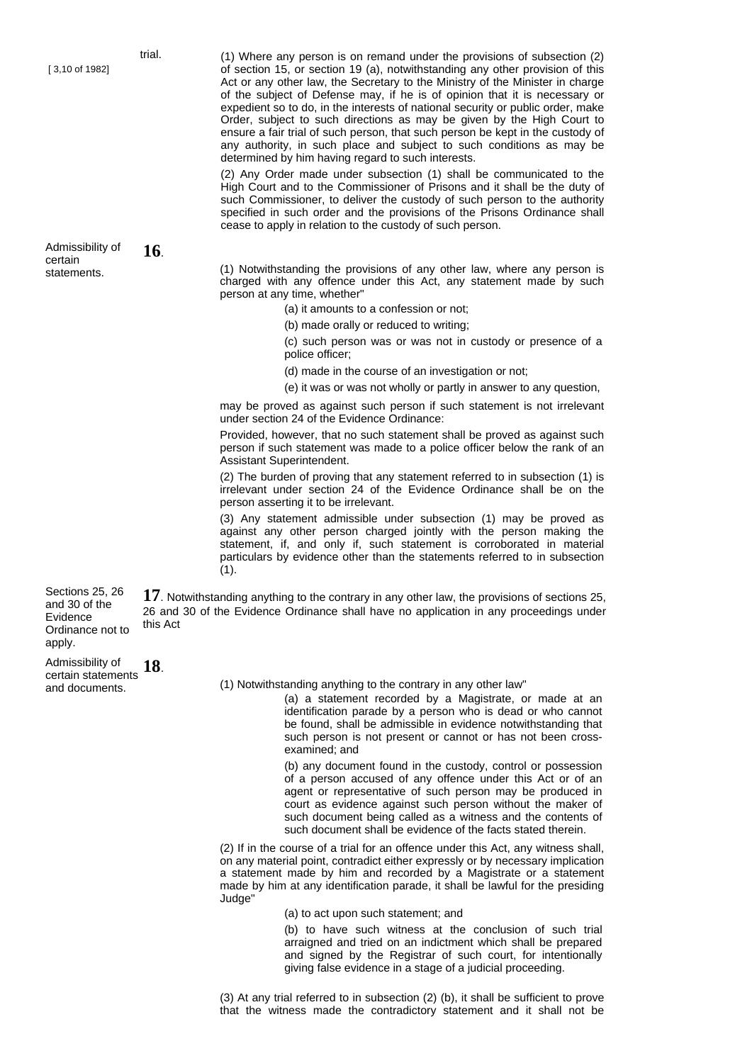trial.

[ 3,10 of 1982]

(1) Where any person is on remand under the provisions of subsection (2) of section 15, or section 19 (a), notwithstanding any other provision of this Act or any other law, the Secretary to the Ministry of the Minister in charge of the subject of Defense may, if he is of opinion that it is necessary or expedient so to do, in the interests of national security or public order, make Order, subject to such directions as may be given by the High Court to ensure a fair trial of such person, that such person be kept in the custody of any authority, in such place and subject to such conditions as may be determined by him having regard to such interests.

(2) Any Order made under subsection (1) shall be communicated to the High Court and to the Commissioner of Prisons and it shall be the duty of such Commissioner, to deliver the custody of such person to the authority specified in such order and the provisions of the Prisons Ordinance shall cease to apply in relation to the custody of such person.

Admissibility of certain statements.

**16**.

(1) Notwithstanding the provisions of any other law, where any person is charged with any offence under this Act, any statement made by such person at any time, whether"

(a) it amounts to a confession or not;

(b) made orally or reduced to writing;

(c) such person was or was not in custody or presence of a police officer;

(d) made in the course of an investigation or not;

(e) it was or was not wholly or partly in answer to any question,

may be proved as against such person if such statement is not irrelevant under section 24 of the Evidence Ordinance:

Provided, however, that no such statement shall be proved as against such person if such statement was made to a police officer below the rank of an Assistant Superintendent.

(2) The burden of proving that any statement referred to in subsection (1) is irrelevant under section 24 of the Evidence Ordinance shall be on the person asserting it to be irrelevant.

(3) Any statement admissible under subsection (1) may be proved as against any other person charged jointly with the person making the statement, if, and only if, such statement is corroborated in material particulars by evidence other than the statements referred to in subsection (1).

Sections 25, 26 and 30 of the Evidence Ordinance not to apply.

**17**. Notwithstanding anything to the contrary in any other law, the provisions of sections 25, 26 and 30 of the Evidence Ordinance shall have no application in any proceedings under this Act

Admissibility of certain statements and documents.

**18**.

(1) Notwithstanding anything to the contrary in any other law"

(a) a statement recorded by a Magistrate, or made at an identification parade by a person who is dead or who cannot be found, shall be admissible in evidence notwithstanding that such person is not present or cannot or has not been cross-examined; and

(b) any document found in the custody, control or possession of a person accused of any offence under this Act or of an agent or representative of such person may be produced in court as evidence against such person without the maker of such document being called as a witness and the contents of such document shall be evidence of the facts stated therein.

(2) If in the course of a trial for an offence under this Act, any witness shall, on any material point, contradict either expressly or by necessary implication a statement made by him and recorded by a Magistrate or a statement made by him at any identification parade, it shall be lawful for the presiding Judge"

(a) to act upon such statement; and

(b) to have such witness at the conclusion of such trial arraigned and tried on an indictment which shall be prepared and signed by the Registrar of such court, for intentionally giving false evidence in a stage of a judicial proceeding.

(3) At any trial referred to in subsection (2) (b), it shall be sufficient to prove that the witness made the contradictory statement and it shall not be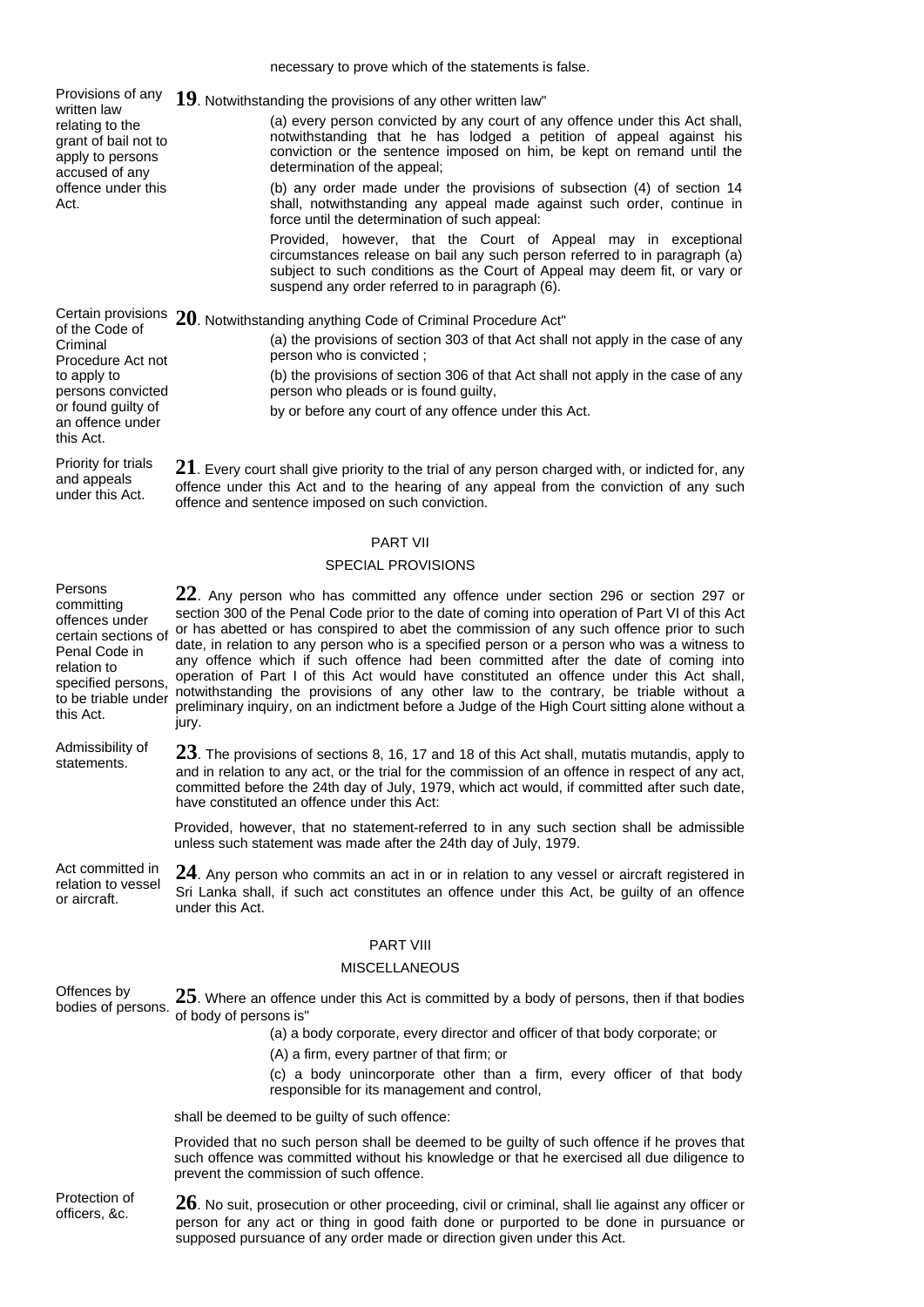necessary to prove which of the statements is false.

Provisions of any written law relating to the grant of bail not to apply to persons accused of any offence under this Act.

**19**. Notwithstanding the provisions of any other written law"

(a) every person convicted by any court of any offence under this Act shall, notwithstanding that he has lodged a petition of appeal against his conviction or the sentence imposed on him, be kept on remand until the determination of the appeal;

(b) any order made under the provisions of subsection (4) of section 14 shall, notwithstanding any appeal made against such order, continue in force until the determination of such appeal:

Provided, however, that the Court of Appeal may in exceptional circumstances release on bail any such person referred to in paragraph (a) subject to such conditions as the Court of Appeal may deem fit, or vary or suspend any order referred to in paragraph (6).

Certain provisions of the Code of Criminal Procedure Act not to apply to persons convicted or found guilty of an offence under this Act.

**20**. Notwithstanding anything Code of Criminal Procedure Act"

(a) the provisions of section 303 of that Act shall not apply in the case of any person who is convicted ;

(b) the provisions of section 306 of that Act shall not apply in the case of any person who pleads or is found guilty,

by or before any court of any offence under this Act.

Priority for trials and appeals under this Act.

**21**. Every court shall give priority to the trial of any person charged with, or indicted for, any offence under this Act and to the hearing of any appeal from the conviction of any such offence and sentence imposed on such conviction.

## PART VII

## SPECIAL PROVISIONS

Persons committing offences under certain sections of Penal Code in relation to specified persons, to be triable under this Act.

**22**. Any person who has committed any offence under section 296 or section 297 or section 300 of the Penal Code prior to the date of coming into operation of Part VI of this Act or has abetted or has conspired to abet the commission of any such offence prior to such date, in relation to any person who is a specified person or a person who was a witness to any offence which if such offence had been committed after the date of coming into operation of Part I of this Act would have constituted an offence under this Act shall, notwithstanding the provisions of any other law to the contrary, be triable without a preliminary inquiry, on an indictment before a Judge of the High Court sitting alone without a jury.

Admissibility of statements.

**23**. The provisions of sections 8, 16, 17 and 18 of this Act shall, mutatis mutandis, apply to and in relation to any act, or the trial for the commission of an offence in respect of any act, committed before the 24th day of July, 1979, which act would, if committed after such date, have constituted an offence under this Act:

Provided, however, that no statement-referred to in any such section shall be admissible unless such statement was made after the 24th day of July, 1979.

Act committed in relation to vessel or aircraft.

**24**. Any person who commits an act in or in relation to any vessel or aircraft registered in Sri Lanka shall, if such act constitutes an offence under this Act, be guilty of an offence under this Act.

## PART VIII

## MISCELLANEOUS

Offences by bodies of persons.

**25**. Where an offence under this Act is committed by a body of persons, then if that bodies of body of persons is"

(a) a body corporate, every director and officer of that body corporate; or

(A) a firm, every partner of that firm; or

(c) a body unincorporate other than a firm, every officer of that body responsible for its management and control,

shall be deemed to be guilty of such offence:

Provided that no such person shall be deemed to be guilty of such offence if he proves that such offence was committed without his knowledge or that he exercised all due diligence to prevent the commission of such offence.

Protection of officers, &c.

**26**. No suit, prosecution or other proceeding, civil or criminal, shall lie against any officer or person for any act or thing in good faith done or purported to be done in pursuance or supposed pursuance of any order made or direction given under this Act.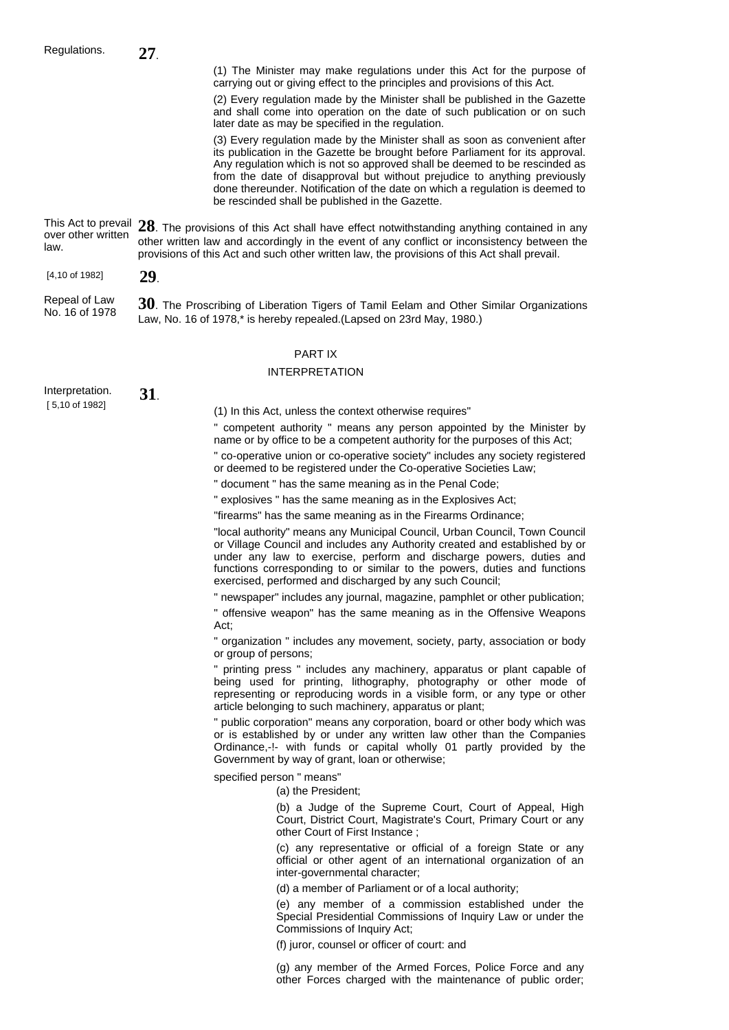Regulations.

**27**.

(1) The Minister may make regulations under this Act for the purpose of carrying out or giving effect to the principles and provisions of this Act.

(2) Every regulation made by the Minister shall be published in the Gazette and shall come into operation on the date of such publication or on such later date as may be specified in the regulation.

(3) Every regulation made by the Minister shall as soon as convenient after its publication in the Gazette be brought before Parliament for its approval. Any regulation which is not so approved shall be deemed to be rescinded as from the date of disapproval but without prejudice to anything previously done thereunder. Notification of the date on which a regulation is deemed to be rescinded shall be published in the Gazette.

This Act to prevail over other written law.

**28**. The provisions of this Act shall have effect notwithstanding anything contained in any other written law and accordingly in the event of any conflict or inconsistency between the provisions of this Act and such other written law, the provisions of this Act shall prevail.

[4,10 of 1982]

**29**.

Repeal of Law No. 16 of 1978

**30**. The Proscribing of Liberation Tigers of Tamil Eelam and Other Similar Organizations Law, No. 16 of 1978,* is hereby repealed.(Lapsed on 23rd May, 1980.)

## PART IX

## INTERPRETATION

Interpretation.
[ 5,10 of 1982]

**31**.

(1) In this Act, unless the context otherwise requires"

" competent authority " means any person appointed by the Minister by name or by office to be a competent authority for the purposes of this Act;

" co-operative union or co-operative society" includes any society registered or deemed to be registered under the Co-operative Societies Law;

" document " has the same meaning as in the Penal Code;

" explosives " has the same meaning as in the Explosives Act;

"firearms" has the same meaning as in the Firearms Ordinance;

"local authority" means any Municipal Council, Urban Council, Town Council or Village Council and includes any Authority created and established by or under any law to exercise, perform and discharge powers, duties and functions corresponding to or similar to the powers, duties and functions exercised, performed and discharged by any such Council;

" newspaper" includes any journal, magazine, pamphlet or other publication;

" offensive weapon" has the same meaning as in the Offensive Weapons Act;

" organization " includes any movement, society, party, association or body or group of persons;

" printing press " includes any machinery, apparatus or plant capable of being used for printing, lithography, photography or other mode of representing or reproducing words in a visible form, or any type or other article belonging to such machinery, apparatus or plant;

" public corporation" means any corporation, board or other body which was or is established by or under any written law other than the Companies Ordinance,-!- with funds or capital wholly 01 partly provided by the Government by way of grant, loan or otherwise;

specified person " means"

(a) the President;

(b) a Judge of the Supreme Court, Court of Appeal, High Court, District Court, Magistrate's Court, Primary Court or any other Court of First Instance ;

(c) any representative or official of a foreign State or any official or other agent of an international organization of an inter-governmental character;

(d) a member of Parliament or of a local authority;

(e) any member of a commission established under the Special Presidential Commissions of Inquiry Law or under the Commissions of Inquiry Act;

(f) juror, counsel or officer of court: and

(g) any member of the Armed Forces, Police Force and any other Forces charged with the maintenance of public order;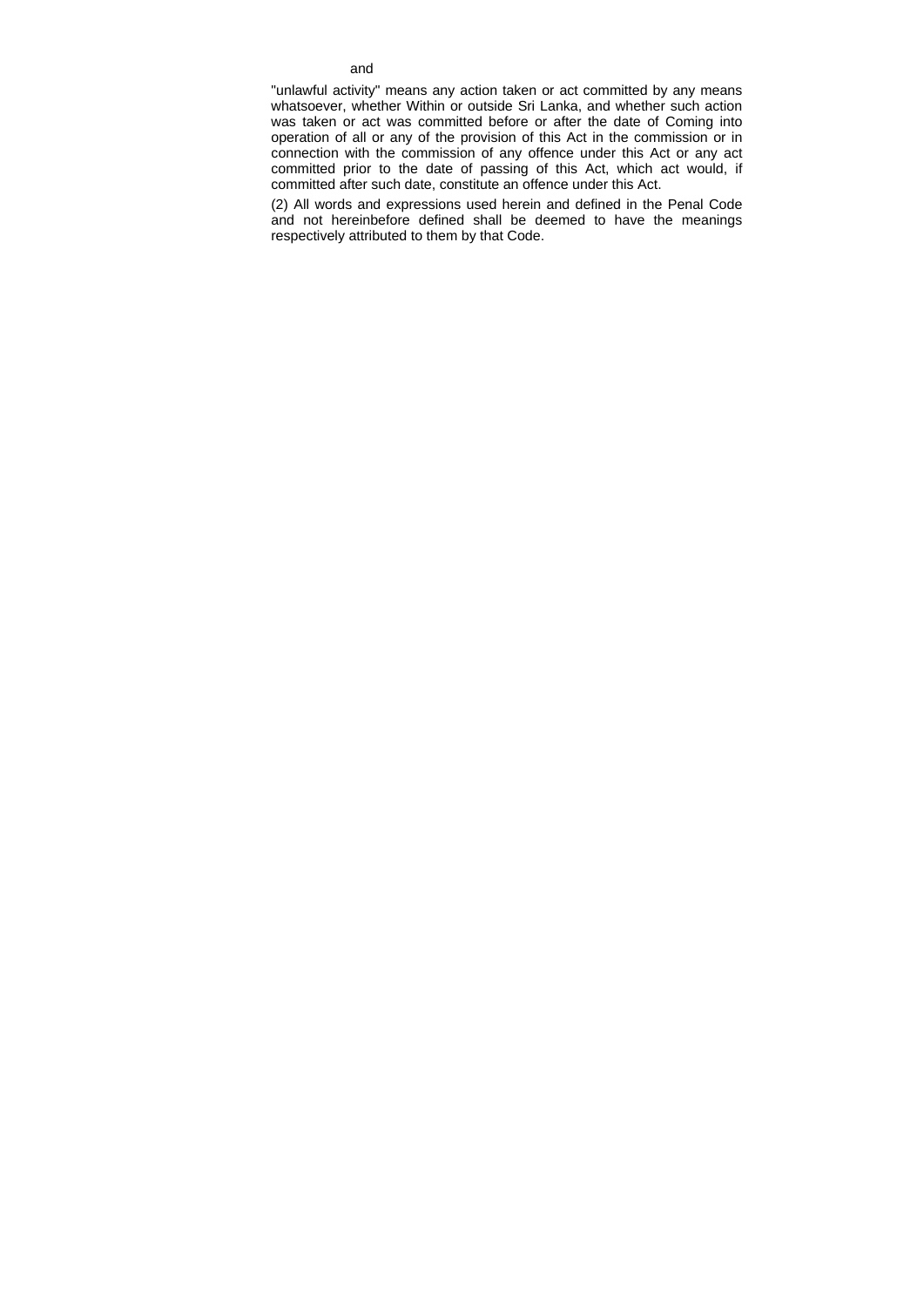and

"unlawful activity" means any action taken or act committed by any means whatsoever, whether Within or outside Sri Lanka, and whether such action was taken or act was committed before or after the date of Coming into operation of all or any of the provision of this Act in the commission or in connection with the commission of any offence under this Act or any act committed prior to the date of passing of this Act, which act would, if committed after such date, constitute an offence under this Act.

(2) All words and expressions used herein and defined in the Penal Code and not hereinbefore defined shall be deemed to have the meanings respectively attributed to them by that Code.